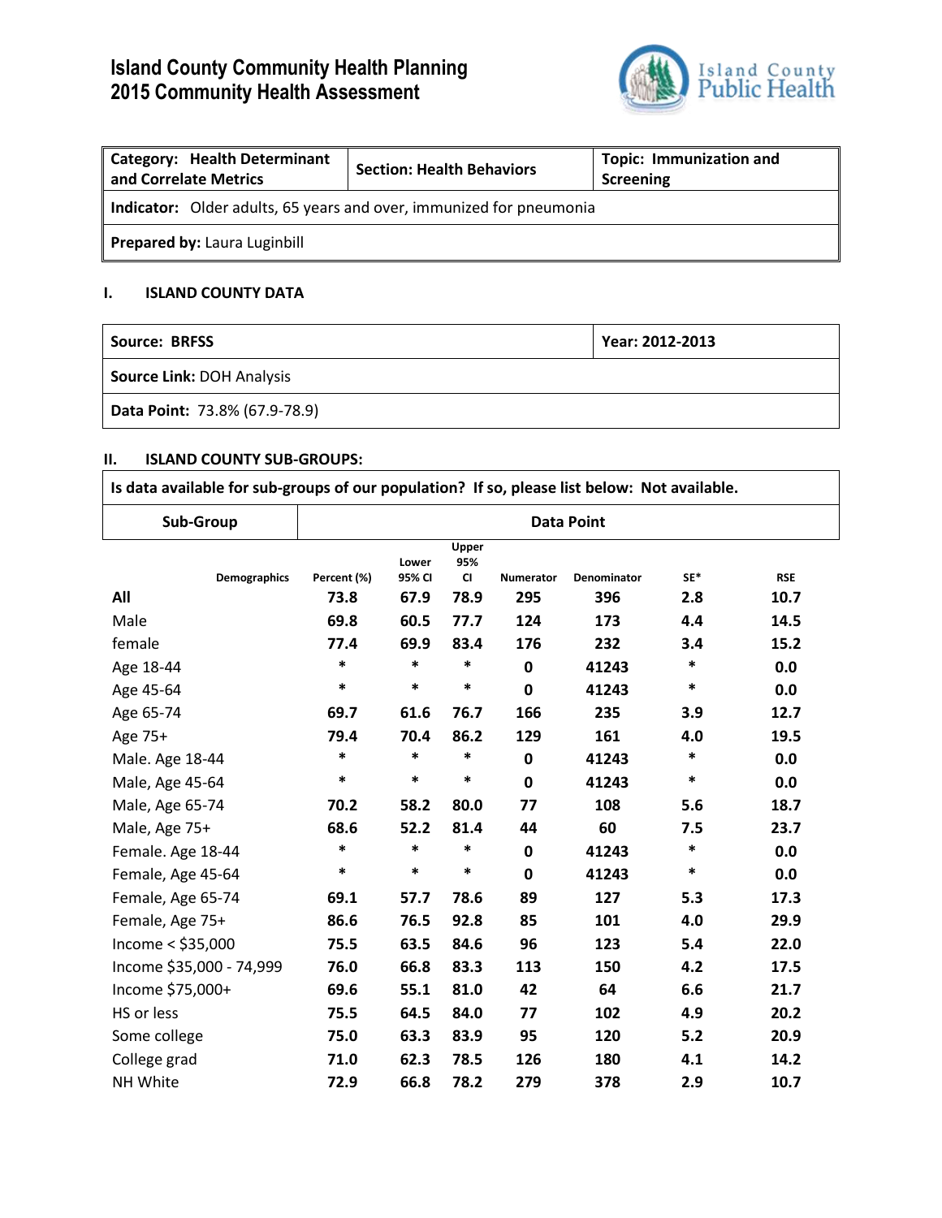# Island County Community Health Planning
# 2015 Community Health Assessment

| **Category: Health Determinant and Correlate Metrics** | **Section: Health Behaviors** | **Topic: Immunization and Screening** |
|---|---|---|
| **Indicator:** Older adults, 65 years and over, immunized for pneumonia | | |
| **Prepared by:** Laura Luginbill | | |

## I. ISLAND COUNTY DATA

| **Source: BRFSS** | **Year: 2012-2013** |
|---|---|
| **Source Link:** DOH Analysis | |
| **Data Point:** 73.8% (67.9-78.9) | |

## II. ISLAND COUNTY SUB-GROUPS:

**Is data available for sub-groups of our population? If so, please list below: Not available.**

| Sub-Group | Data Point | | | | | | |
|---|---|---|---|---|---|---|---|
| Demographics | Percent (%) | Lower 95% CI | Upper 95% CI | Numerator | Denominator | SE* | RSE |
| **All** | 73.8 | 67.9 | 78.9 | 295 | 396 | 2.8 | 10.7 |
| Male | 69.8 | 60.5 | 77.7 | 124 | 173 | 4.4 | 14.5 |
| female | 77.4 | 69.9 | 83.4 | 176 | 232 | 3.4 | 15.2 |
| Age 18-44 | * | * | * | 0 | 41243 | * | 0.0 |
| Age 45-64 | * | * | * | 0 | 41243 | * | 0.0 |
| Age 65-74 | 69.7 | 61.6 | 76.7 | 166 | 235 | 3.9 | 12.7 |
| Age 75+ | 79.4 | 70.4 | 86.2 | 129 | 161 | 4.0 | 19.5 |
| Male. Age 18-44 | * | * | * | 0 | 41243 | * | 0.0 |
| Male, Age 45-64 | * | * | * | 0 | 41243 | * | 0.0 |
| Male, Age 65-74 | 70.2 | 58.2 | 80.0 | 77 | 108 | 5.6 | 18.7 |
| Male, Age 75+ | 68.6 | 52.2 | 81.4 | 44 | 60 | 7.5 | 23.7 |
| Female. Age 18-44 | * | * | * | 0 | 41243 | * | 0.0 |
| Female, Age 45-64 | * | * | * | 0 | 41243 | * | 0.0 |
| Female, Age 65-74 | 69.1 | 57.7 | 78.6 | 89 | 127 | 5.3 | 17.3 |
| Female, Age 75+ | 86.6 | 76.5 | 92.8 | 85 | 101 | 4.0 | 29.9 |
| Income < $35,000 | 75.5 | 63.5 | 84.6 | 96 | 123 | 5.4 | 22.0 |
| Income $35,000 - 74,999 | 76.0 | 66.8 | 83.3 | 113 | 150 | 4.2 | 17.5 |
| Income $75,000+ | 69.6 | 55.1 | 81.0 | 42 | 64 | 6.6 | 21.7 |
| HS or less | 75.5 | 64.5 | 84.0 | 77 | 102 | 4.9 | 20.2 |
| Some college | 75.0 | 63.3 | 83.9 | 95 | 120 | 5.2 | 20.9 |
| College grad | 71.0 | 62.3 | 78.5 | 126 | 180 | 4.1 | 14.2 |
| NH White | 72.9 | 66.8 | 78.2 | 279 | 378 | 2.9 | 10.7 |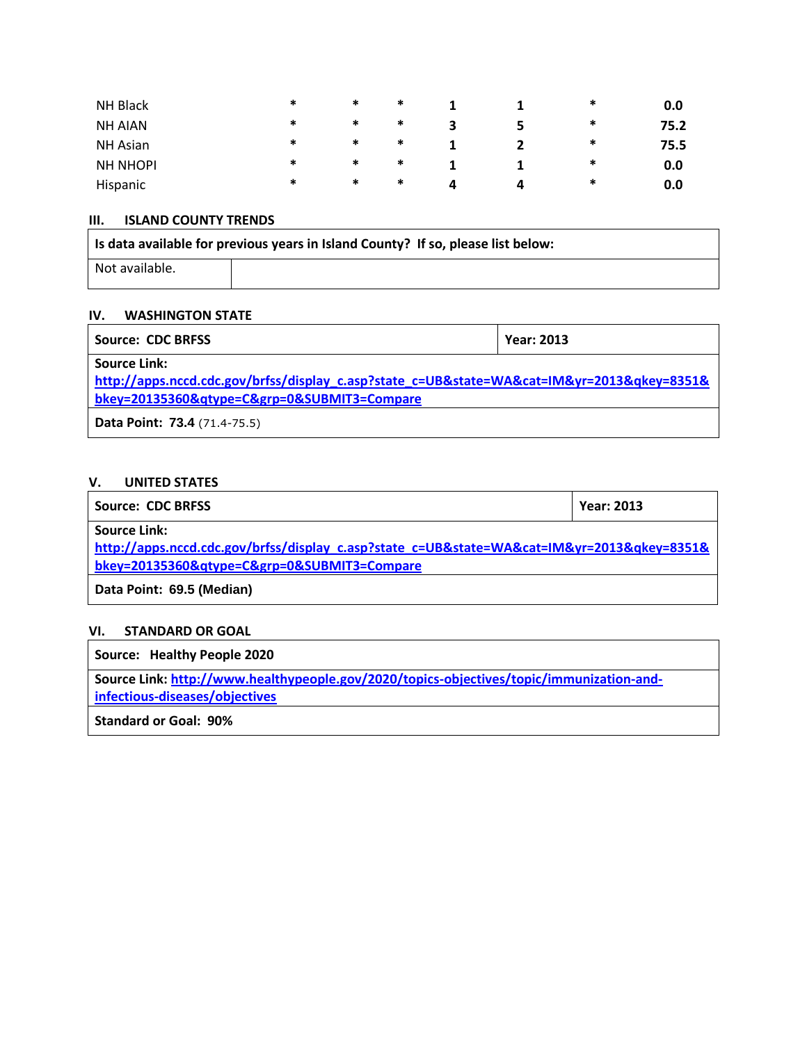| | | | | | | | |
|---|---|---|---|---|---|---|---|
| NH Black | * | * | * | 1 | 1 | * | 0.0 |
| NH AIAN | * | * | * | 3 | 5 | * | 75.2 |
| NH Asian | * | * | * | 1 | 2 | * | 75.5 |
| NH NHOPI | * | * | * | 1 | 1 | * | 0.0 |
| Hispanic | * | * | * | 4 | 4 | * | 0.0 |

### III. ISLAND COUNTY TRENDS

| Is data available for previous years in Island County? If so, please list below: | |
|---|---|
| Not available. | |

### IV. WASHINGTON STATE

| Source: CDC BRFSS | Year: 2013 |
|---|---|
| Source Link: http://apps.nccd.cdc.gov/brfss/display_c.asp?state_c=UB&state=WA&cat=IM&yr=2013&qkey=8351&bkey=20135360&qtype=C&grp=0&SUBMIT3=Compare | |
| Data Point: 73.4 (71.4-75.5) | |

### V. UNITED STATES

| Source: CDC BRFSS | Year: 2013 |
|---|---|
| Source Link: http://apps.nccd.cdc.gov/brfss/display_c.asp?state_c=UB&state=WA&cat=IM&yr=2013&qkey=8351&bkey=20135360&qtype=C&grp=0&SUBMIT3=Compare | |
| Data Point: 69.5 (Median) | |

### VI. STANDARD OR GOAL

| Source: Healthy People 2020 |
|---|
| Source Link: http://www.healthypeople.gov/2020/topics-objectives/topic/immunization-and-infectious-diseases/objectives |
| Standard or Goal: 90% |